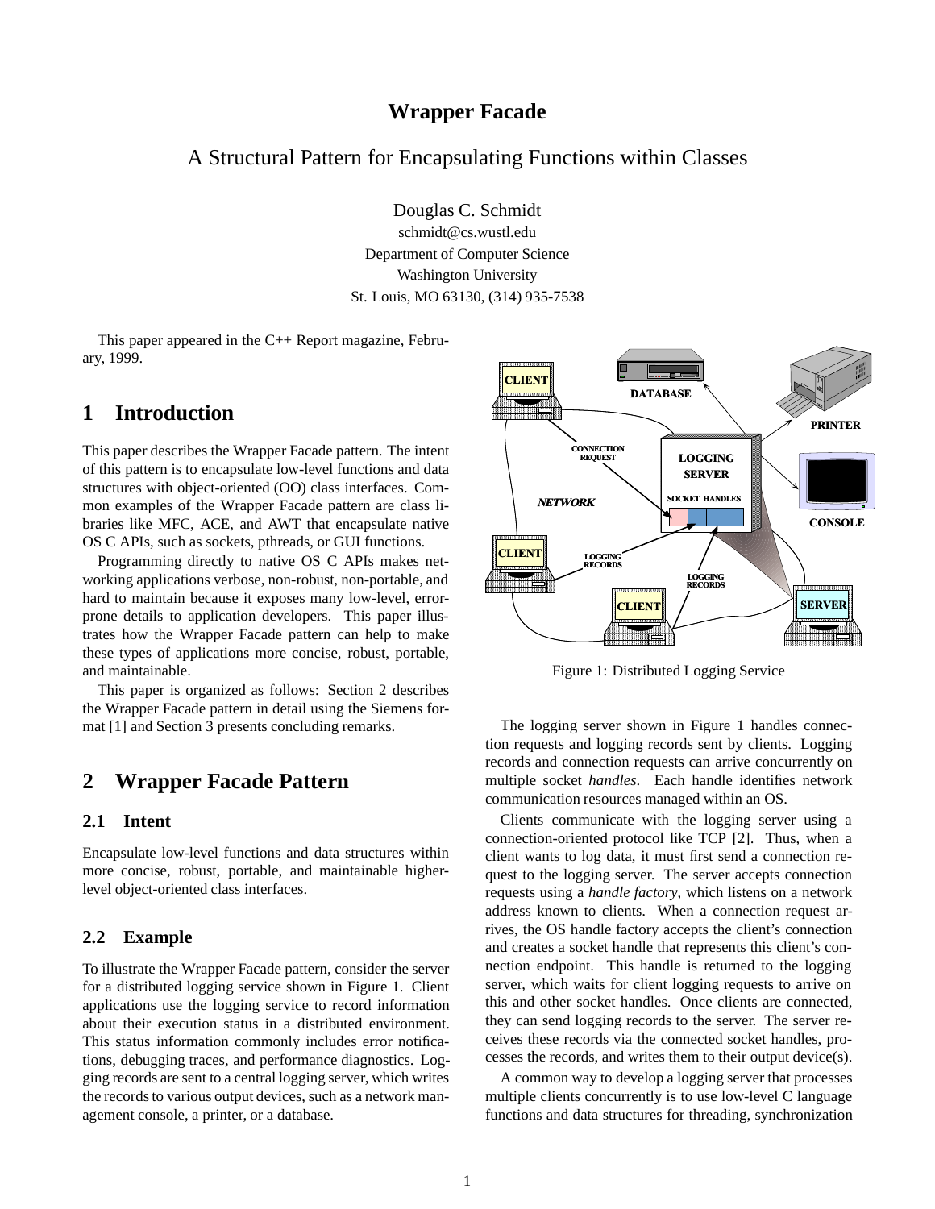# Wrapper Facade

## A Structural Pattern for Encapsulating Functions within Classes

Douglas C. Schmidt
schmidt@cs.wustl.edu
Department of Computer Science
Washington University
St. Louis, MO 63130, (314) 935-7538

This paper appeared in the C++ Report magazine, February, 1999.

# 1 Introduction

This paper describes the Wrapper Facade pattern. The intent of this pattern is to encapsulate low-level functions and data structures with object-oriented (OO) class interfaces. Common examples of the Wrapper Facade pattern are class libraries like MFC, ACE, and AWT that encapsulate native OS C APIs, such as sockets, pthreads, or GUI functions.

Programming directly to native OS C APIs makes networking applications verbose, non-robust, non-portable, and hard to maintain because it exposes many low-level, error-prone details to application developers. This paper illustrates how the Wrapper Facade pattern can help to make these types of applications more concise, robust, portable, and maintainable.

This paper is organized as follows: Section 2 describes the Wrapper Facade pattern in detail using the Siemens format [1] and Section 3 presents concluding remarks.

# 2 Wrapper Facade Pattern

## 2.1 Intent

Encapsulate low-level functions and data structures within more concise, robust, portable, and maintainable higher-level object-oriented class interfaces.

## 2.2 Example

To illustrate the Wrapper Facade pattern, consider the server for a distributed logging service shown in Figure 1. Client applications use the logging service to record information about their execution status in a distributed environment. This status information commonly includes error notifications, debugging traces, and performance diagnostics. Logging records are sent to a central logging server, which writes the records to various output devices, such as a network management console, a printer, or a database.

Figure 1: Distributed Logging Service

The logging server shown in Figure 1 handles connection requests and logging records sent by clients. Logging records and connection requests can arrive concurrently on multiple socket *handles*. Each handle identifies network communication resources managed within an OS.

Clients communicate with the logging server using a connection-oriented protocol like TCP [2]. Thus, when a client wants to log data, it must first send a connection request to the logging server. The server accepts connection requests using a *handle factory*, which listens on a network address known to clients. When a connection request arrives, the OS handle factory accepts the client's connection and creates a socket handle that represents this client's connection endpoint. This handle is returned to the logging server, which waits for client logging requests to arrive on this and other socket handles. Once clients are connected, they can send logging records to the server. The server receives these records via the connected socket handles, processes the records, and writes them to their output device(s).

A common way to develop a logging server that processes multiple clients concurrently is to use low-level C language functions and data structures for threading, synchronization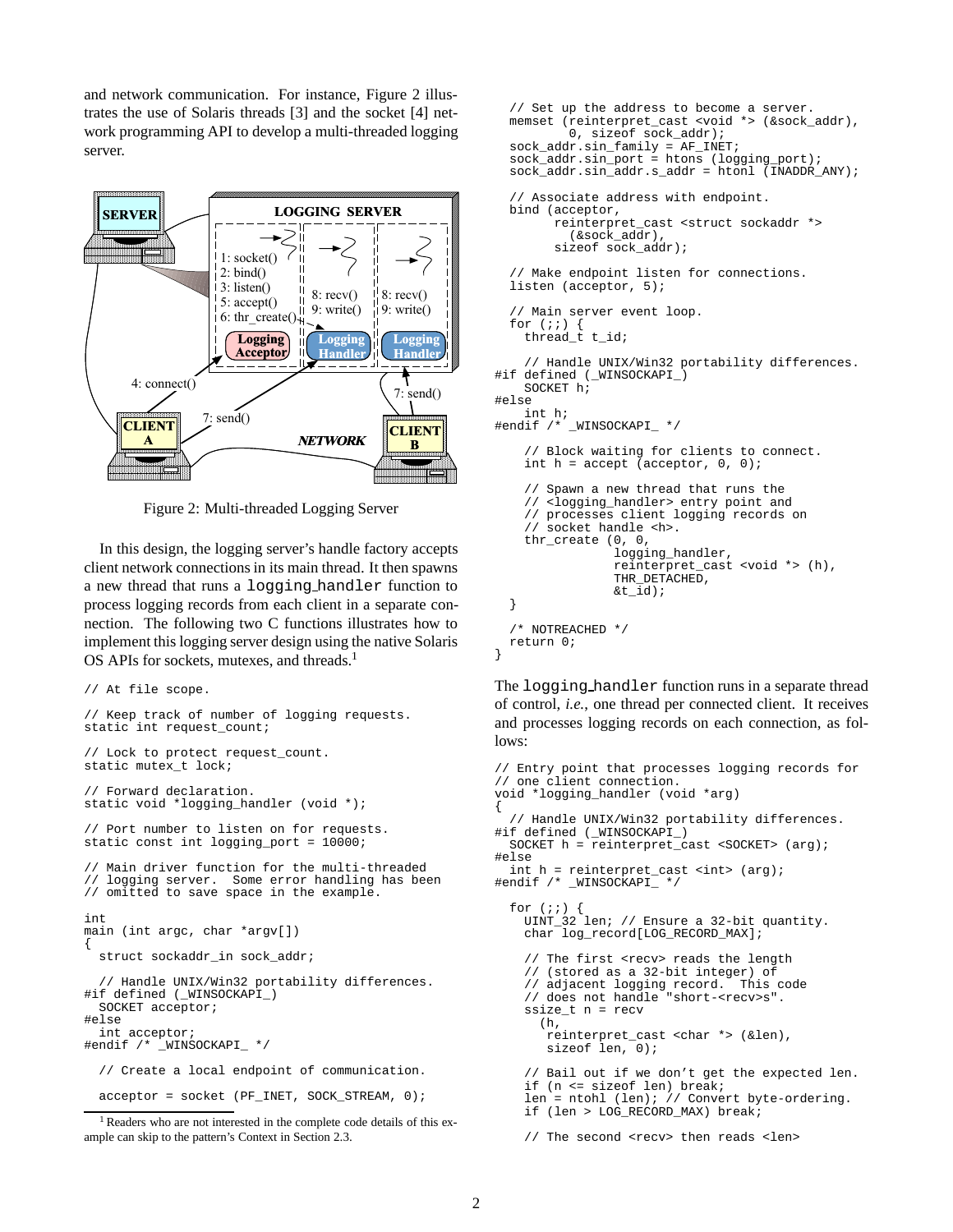and network communication. For instance, Figure 2 illustrates the use of Solaris threads [3] and the socket [4] network programming API to develop a multi-threaded logging server.

Figure 2: Multi-threaded Logging Server

In this design, the logging server's handle factory accepts client network connections in its main thread. It then spawns a new thread that runs a `logging_handler` function to process logging records from each client in a separate connection. The following two C functions illustrates how to implement this logging server design using the native Solaris OS APIs for sockets, mutexes, and threads.[1]

```
// At file scope.

// Keep track of number of logging requests.
static int request_count;

// Lock to protect request_count.
static mutex_t lock;

// Forward declaration.
static void *logging_handler (void *);

// Port number to listen on for requests.
static const int logging_port = 10000;

// Main driver function for the multi-threaded
// logging server.  Some error handling has been
// omitted to save space in the example.

int
main (int argc, char *argv[])
{
  struct sockaddr_in sock_addr;

  // Handle UNIX/Win32 portability differences.
#if defined (_WINSOCKAPI_)
  SOCKET acceptor;
#else
  int acceptor;
#endif /* _WINSOCKAPI_ */

  // Create a local endpoint of communication.

  acceptor = socket (PF_INET, SOCK_STREAM, 0);

  // Set up the address to become a server.
  memset (reinterpret_cast <void *> (&sock_addr),
          0, sizeof sock_addr);
  sock_addr.sin_family = AF_INET;
  sock_addr.sin_port = htons (logging_port);
  sock_addr.sin_addr.s_addr = htonl (INADDR_ANY);

  // Associate address with endpoint.
  bind (acceptor,
        reinterpret_cast <struct sockaddr *>
          (&sock_addr),
        sizeof sock_addr);

  // Make endpoint listen for connections.
  listen (acceptor, 5);

  // Main server event loop.
  for (;;) {
    thread_t t_id;

    // Handle UNIX/Win32 portability differences.
#if defined (_WINSOCKAPI_)
    SOCKET h;
#else
    int h;
#endif /* _WINSOCKAPI_ */

    // Block waiting for clients to connect.
    int h = accept (acceptor, 0, 0);

    // Spawn a new thread that runs the
    // <logging_handler> entry point and
    // processes client logging records on
    // socket handle <h>.
    thr_create (0, 0,
                logging_handler,
                reinterpret_cast <void *> (h),
                THR_DETACHED,
                &t_id);
  }

  /* NOTREACHED */
  return 0;
}
```

The `logging_handler` function runs in a separate thread of control, *i.e.*, one thread per connected client. It receives and processes logging records on each connection, as follows:

```
// Entry point that processes logging records for
// one client connection.
void *logging_handler (void *arg)
{
  // Handle UNIX/Win32 portability differences.
#if defined (_WINSOCKAPI_)
  SOCKET h = reinterpret_cast <SOCKET> (arg);
#else
  int h = reinterpret_cast <int> (arg);
#endif /* _WINSOCKAPI_ */

  for (;;) {
    UINT_32 len; // Ensure a 32-bit quantity.
    char log_record[LOG_RECORD_MAX];

    // The first <recv> reads the length
    // (stored as a 32-bit integer) of
    // adjacent logging record.  This code
    // does not handle "short-<recv>s".
    ssize_t n = recv
      (h,
       reinterpret_cast <char *> (&len),
       sizeof len, 0);

    // Bail out if we don't get the expected len.
    if (n <= sizeof len) break;
    len = ntohl (len); // Convert byte-ordering.
    if (len > LOG_RECORD_MAX) break;

    // The second <recv> then reads <len>
```

[1] Readers who are not interested in the complete code details of this example can skip to the pattern's Context in Section 2.3.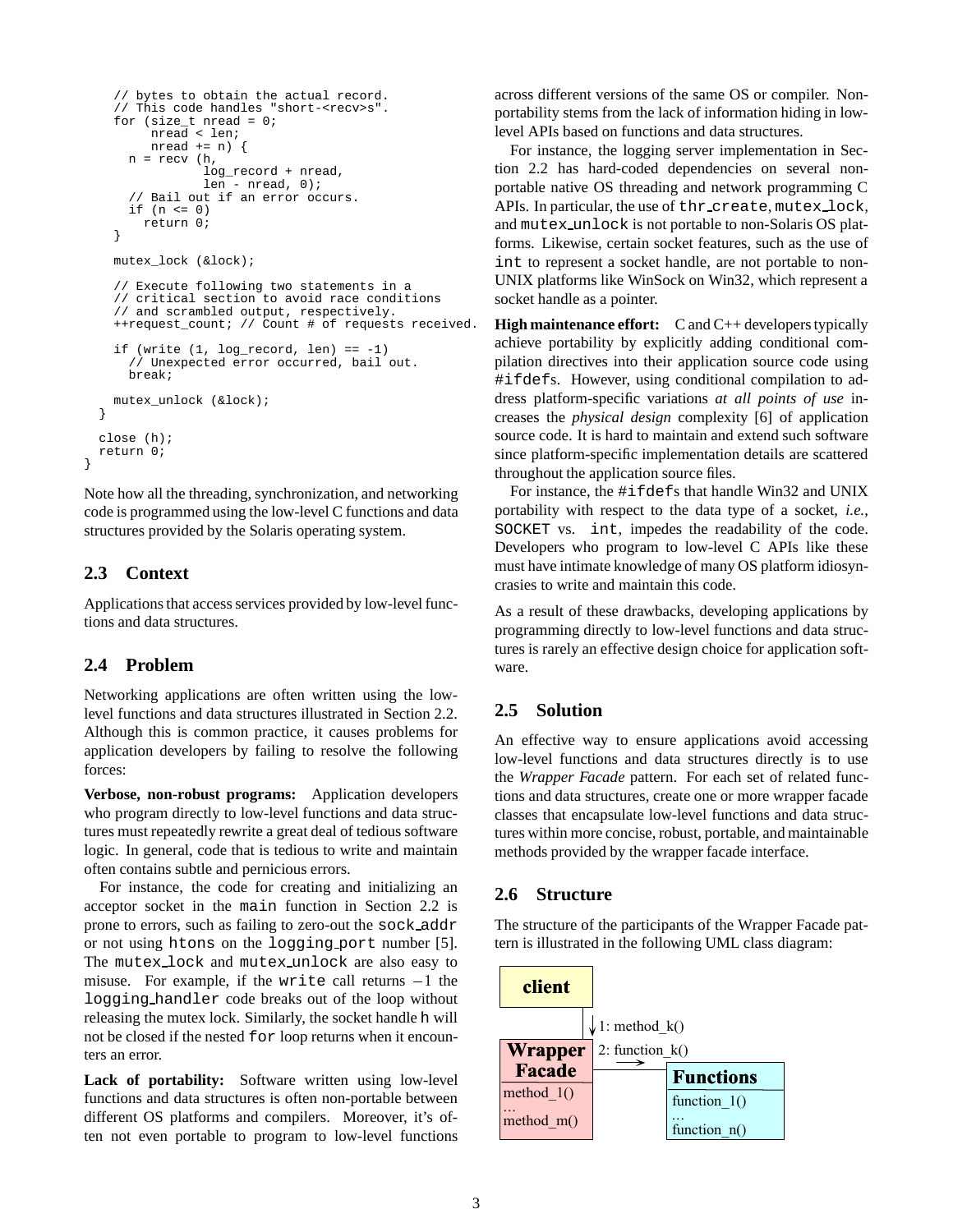```
    // bytes to obtain the actual record.
    // This code handles "short-<recv>s".
    for (size_t nread = 0;
         nread < len;
         nread += n) {
      n = recv (h,
                log_record + nread,
                len - nread, 0);
      // Bail out if an error occurs.
      if (n <= 0)
        return 0;
    }

    mutex_lock (&lock);

    // Execute following two statements in a
    // critical section to avoid race conditions
    // and scrambled output, respectively.
    ++request_count; // Count # of requests received.

    if (write (1, log_record, len) == -1)
      // Unexpected error occurred, bail out.
      break;

    mutex_unlock (&lock);
  }

  close (h);
  return 0;
}
```

Note how all the threading, synchronization, and networking code is programmed using the low-level C functions and data structures provided by the Solaris operating system.

## 2.3 Context

Applications that access services provided by low-level functions and data structures.

## 2.4 Problem

Networking applications are often written using the low-level functions and data structures illustrated in Section 2.2. Although this is common practice, it causes problems for application developers by failing to resolve the following forces:

**Verbose, non-robust programs:** Application developers who program directly to low-level functions and data structures must repeatedly rewrite a great deal of tedious software logic. In general, code that is tedious to write and maintain often contains subtle and pernicious errors.

For instance, the code for creating and initializing an acceptor socket in the `main` function in Section 2.2 is prone to errors, such as failing to zero-out the `sock_addr` or not using `htons` on the `logging_port` number [5]. The `mutex_lock` and `mutex_unlock` are also easy to misuse. For example, if the `write` call returns $-1$ the `logging_handler` code breaks out of the loop without releasing the mutex lock. Similarly, the socket handle `h` will not be closed if the nested `for` loop returns when it encounters an error.

**Lack of portability:** Software written using low-level functions and data structures is often non-portable between different OS platforms and compilers. Moreover, it's often not even portable to program to low-level functions across different versions of the same OS or compiler. Non-portability stems from the lack of information hiding in low-level APIs based on functions and data structures.

For instance, the logging server implementation in Section 2.2 has hard-coded dependencies on several non-portable native OS threading and network programming C APIs. In particular, the use of `thr_create`, `mutex_lock`, and `mutex_unlock` is not portable to non-Solaris OS platforms. Likewise, certain socket features, such as the use of `int` to represent a socket handle, are not portable to non-UNIX platforms like WinSock on Win32, which represent a socket handle as a pointer.

**High maintenance effort:** C and C++ developers typically achieve portability by explicitly adding conditional compilation directives into their application source code using `#ifdef`s. However, using conditional compilation to address platform-specific variations *at all points of use* increases the *physical design* complexity [6] of application source code. It is hard to maintain and extend such software since platform-specific implementation details are scattered throughout the application source files.

For instance, the `#ifdef`s that handle Win32 and UNIX portability with respect to the data type of a socket, *i.e.*, `SOCKET` vs. `int`, impedes the readability of the code. Developers who program to low-level C APIs like these must have intimate knowledge of many OS platform idiosyncrasies to write and maintain this code.

As a result of these drawbacks, developing applications by programming directly to low-level functions and data structures is rarely an effective design choice for application software.

## 2.5 Solution

An effective way to ensure applications avoid accessing low-level functions and data structures directly is to use the *Wrapper Facade* pattern. For each set of related functions and data structures, create one or more wrapper facade classes that encapsulate low-level functions and data structures within more concise, robust, portable, and maintainable methods provided by the wrapper facade interface.

## 2.6 Structure

The structure of the participants of the Wrapper Facade pattern is illustrated in the following UML class diagram:

client → 1: method_k() → Wrapper Facade (method_1() … method_m()) → 2: function_k() → Functions (function_1() … function_n())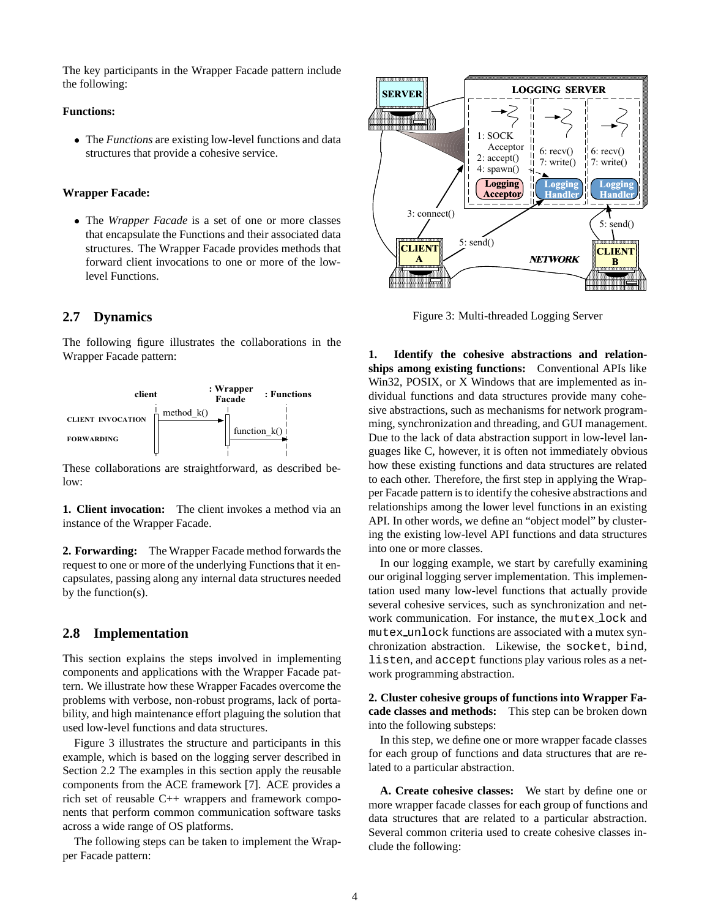The key participants in the Wrapper Facade pattern include the following:

**Functions:**

- The *Functions* are existing low-level functions and data structures that provide a cohesive service.

**Wrapper Facade:**

- The *Wrapper Facade* is a set of one or more classes that encapsulate the Functions and their associated data structures. The Wrapper Facade provides methods that forward client invocations to one or more of the low-level Functions.

## 2.7 Dynamics

The following figure illustrates the collaborations in the Wrapper Facade pattern:

These collaborations are straightforward, as described below:

**1. Client invocation:** The client invokes a method via an instance of the Wrapper Facade.

**2. Forwarding:** The Wrapper Facade method forwards the request to one or more of the underlying Functions that it encapsulates, passing along any internal data structures needed by the function(s).

## 2.8 Implementation

This section explains the steps involved in implementing components and applications with the Wrapper Facade pattern. We illustrate how these Wrapper Facades overcome the problems with verbose, non-robust programs, lack of portability, and high maintenance effort plaguing the solution that used low-level functions and data structures.

Figure 3 illustrates the structure and participants in this example, which is based on the logging server described in Section 2.2 The examples in this section apply the reusable components from the ACE framework [7]. ACE provides a rich set of reusable C++ wrappers and framework components that perform common communication software tasks across a wide range of OS platforms.

The following steps can be taken to implement the Wrapper Facade pattern:

Figure 3: Multi-threaded Logging Server

**1. Identify the cohesive abstractions and relationships among existing functions:** Conventional APIs like Win32, POSIX, or X Windows that are implemented as individual functions and data structures provide many cohesive abstractions, such as mechanisms for network programming, synchronization and threading, and GUI management. Due to the lack of data abstraction support in low-level languages like C, however, it is often not immediately obvious how these existing functions and data structures are related to each other. Therefore, the first step in applying the Wrapper Facade pattern is to identify the cohesive abstractions and relationships among the lower level functions in an existing API. In other words, we define an "object model" by clustering the existing low-level API functions and data structures into one or more classes.

In our logging example, we start by carefully examining our original logging server implementation. This implementation used many low-level functions that actually provide several cohesive services, such as synchronization and network communication. For instance, the `mutex_lock` and `mutex_unlock` functions are associated with a mutex synchronization abstraction. Likewise, the `socket`, `bind`, `listen`, and `accept` functions play various roles as a network programming abstraction.

**2. Cluster cohesive groups of functions into Wrapper Facade classes and methods:** This step can be broken down into the following substeps:

In this step, we define one or more wrapper facade classes for each group of functions and data structures that are related to a particular abstraction.

**A. Create cohesive classes:** We start by define one or more wrapper facade classes for each group of functions and data structures that are related to a particular abstraction. Several common criteria used to create cohesive classes include the following: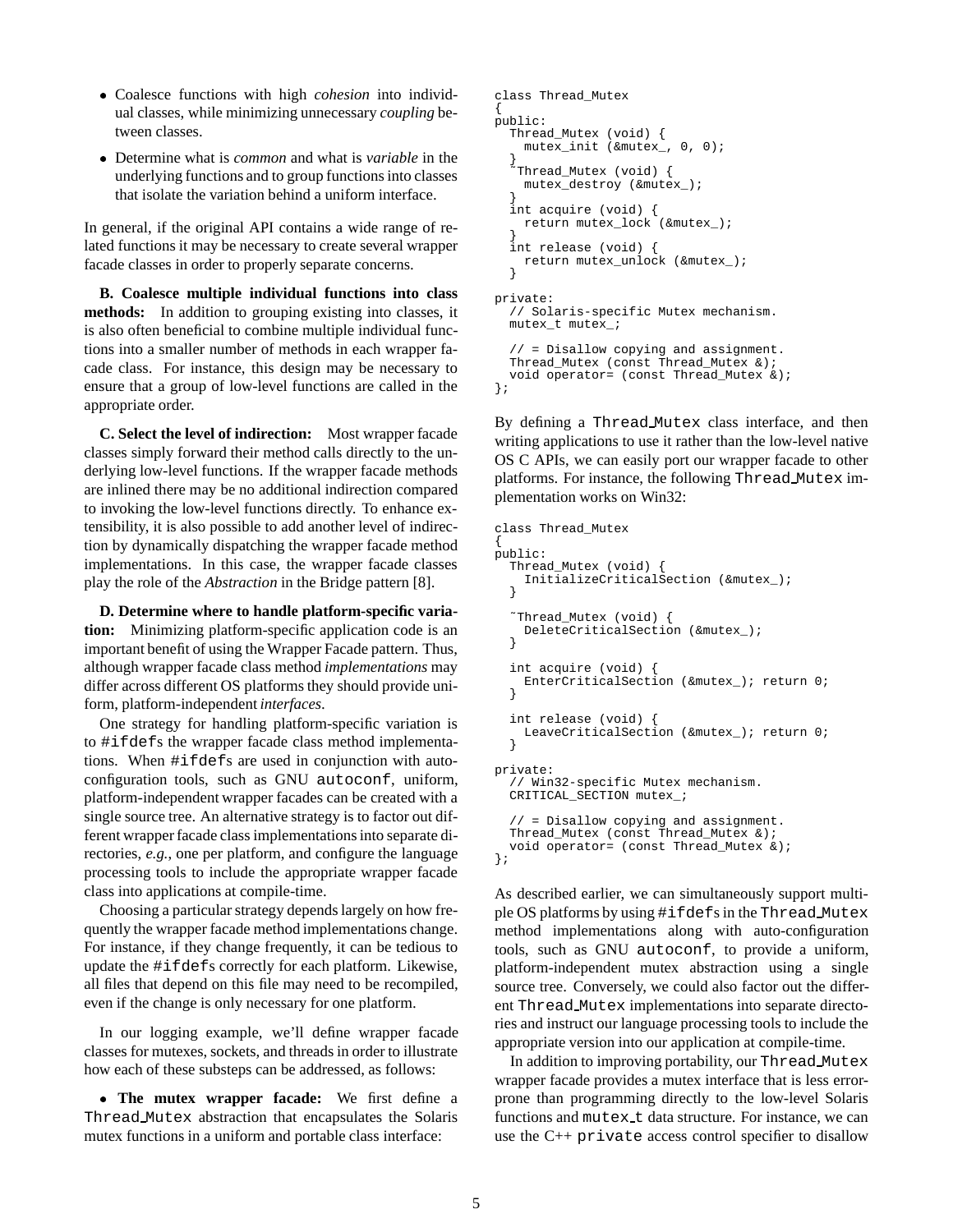- Coalesce functions with high *cohesion* into individual classes, while minimizing unnecessary *coupling* between classes.
- Determine what is *common* and what is *variable* in the underlying functions and to group functions into classes that isolate the variation behind a uniform interface.

In general, if the original API contains a wide range of related functions it may be necessary to create several wrapper facade classes in order to properly separate concerns.

**B. Coalesce multiple individual functions into class methods:** In addition to grouping existing into classes, it is also often beneficial to combine multiple individual functions into a smaller number of methods in each wrapper facade class. For instance, this design may be necessary to ensure that a group of low-level functions are called in the appropriate order.

**C. Select the level of indirection:** Most wrapper facade classes simply forward their method calls directly to the underlying low-level functions. If the wrapper facade methods are inlined there may be no additional indirection compared to invoking the low-level functions directly. To enhance extensibility, it is also possible to add another level of indirection by dynamically dispatching the wrapper facade method implementations. In this case, the wrapper facade classes play the role of the *Abstraction* in the Bridge pattern [8].

**D. Determine where to handle platform-specific variation:** Minimizing platform-specific application code is an important benefit of using the Wrapper Facade pattern. Thus, although wrapper facade class method *implementations* may differ across different OS platforms they should provide uniform, platform-independent *interfaces*.

One strategy for handling platform-specific variation is to `#ifdef`s the wrapper facade class method implementations. When `#ifdef`s are used in conjunction with auto-configuration tools, such as GNU `autoconf`, uniform, platform-independent wrapper facades can be created with a single source tree. An alternative strategy is to factor out different wrapper facade class implementations into separate directories, *e.g.*, one per platform, and configure the language processing tools to include the appropriate wrapper facade class into applications at compile-time.

Choosing a particular strategy depends largely on how frequently the wrapper facade method implementations change. For instance, if they change frequently, it can be tedious to update the `#ifdef`s correctly for each platform. Likewise, all files that depend on this file may need to be recompiled, even if the change is only necessary for one platform.

In our logging example, we'll define wrapper facade classes for mutexes, sockets, and threads in order to illustrate how each of these substeps can be addressed, as follows:

- **The mutex wrapper facade:** We first define a `Thread_Mutex` abstraction that encapsulates the Solaris mutex functions in a uniform and portable class interface:

```
class Thread_Mutex
{
public:
  Thread_Mutex (void) {
    mutex_init (&mutex_, 0, 0);
  }
  ˜Thread_Mutex (void) {
    mutex_destroy (&mutex_);
  }
  int acquire (void) {
    return mutex_lock (&mutex_);
  }
  int release (void) {
    return mutex_unlock (&mutex_);
  }

private:
  // Solaris-specific Mutex mechanism.
  mutex_t mutex_;

  // = Disallow copying and assignment.
  Thread_Mutex (const Thread_Mutex &);
  void operator= (const Thread_Mutex &);
};
```

By defining a `Thread_Mutex` class interface, and then writing applications to use it rather than the low-level native OS C APIs, we can easily port our wrapper facade to other platforms. For instance, the following `Thread_Mutex` implementation works on Win32:

```
class Thread_Mutex
{
public:
  Thread_Mutex (void) {
    InitializeCriticalSection (&mutex_);
  }

  ˜Thread_Mutex (void) {
    DeleteCriticalSection (&mutex_);
  }

  int acquire (void) {
    EnterCriticalSection (&mutex_); return 0;
  }

  int release (void) {
    LeaveCriticalSection (&mutex_); return 0;
  }

private:
  // Win32-specific Mutex mechanism.
  CRITICAL_SECTION mutex_;

  // = Disallow copying and assignment.
  Thread_Mutex (const Thread_Mutex &);
  void operator= (const Thread_Mutex &);
};
```

As described earlier, we can simultaneously support multiple OS platforms by using `#ifdef`s in the `Thread_Mutex` method implementations along with auto-configuration tools, such as GNU `autoconf`, to provide a uniform, platform-independent mutex abstraction using a single source tree. Conversely, we could also factor out the different `Thread_Mutex` implementations into separate directories and instruct our language processing tools to include the appropriate version into our application at compile-time.

In addition to improving portability, our `Thread_Mutex` wrapper facade provides a mutex interface that is less error-prone than programming directly to the low-level Solaris functions and `mutex_t` data structure. For instance, we can use the C++ `private` access control specifier to disallow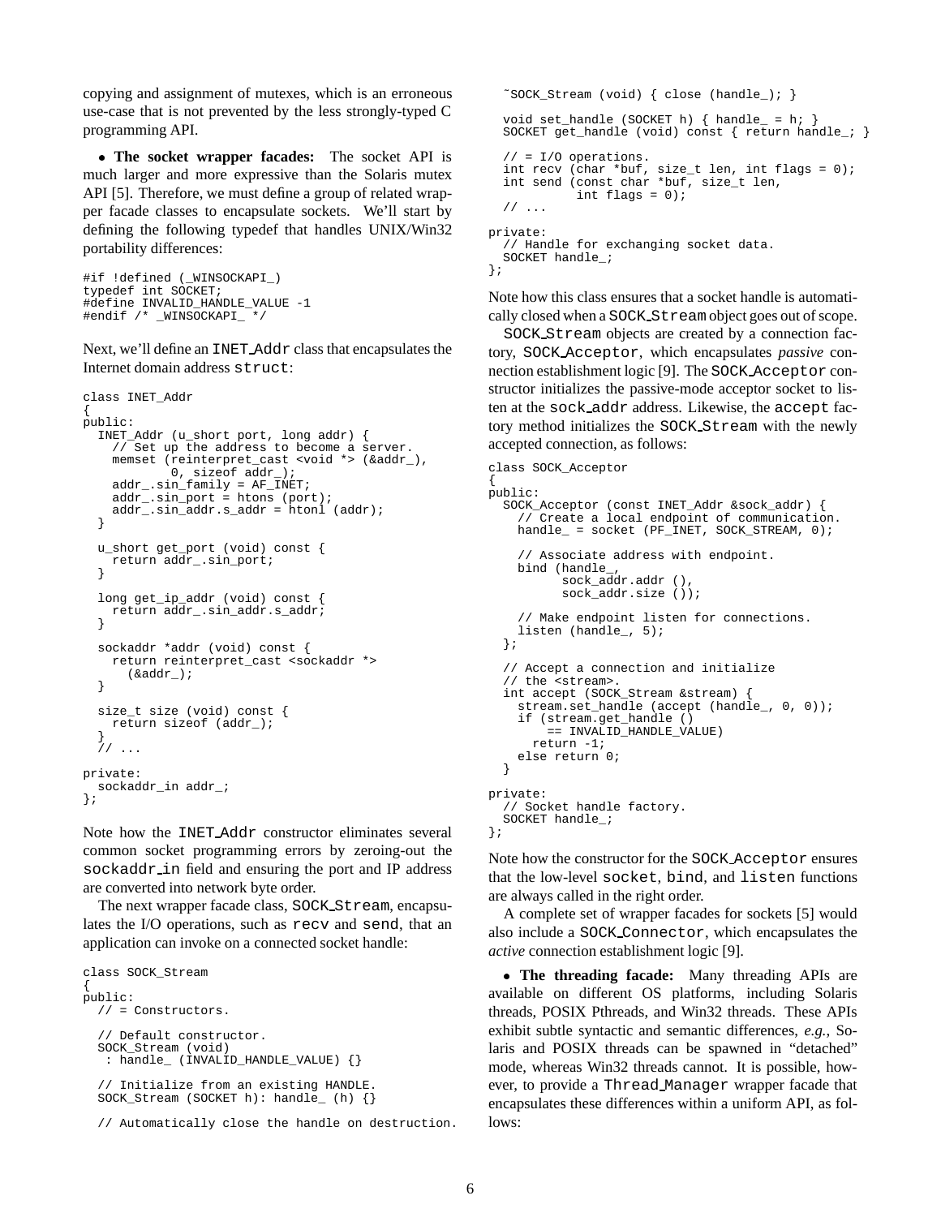copying and assignment of mutexes, which is an erroneous use-case that is not prevented by the less strongly-typed C programming API.

- **The socket wrapper facades:** The socket API is much larger and more expressive than the Solaris mutex API [5]. Therefore, we must define a group of related wrapper facade classes to encapsulate sockets. We'll start by defining the following typedef that handles UNIX/Win32 portability differences:

```
#if !defined (_WINSOCKAPI_)
typedef int SOCKET;
#define INVALID_HANDLE_VALUE -1
#endif /* _WINSOCKAPI_ */
```

Next, we'll define an `INET_Addr` class that encapsulates the Internet domain address `struct`:

```
class INET_Addr
{
public:
  INET_Addr (u_short port, long addr) {
    // Set up the address to become a server.
    memset (reinterpret_cast <void *> (&addr_),
            0, sizeof addr_);
    addr_.sin_family = AF_INET;
    addr_.sin_port = htons (port);
    addr_.sin_addr.s_addr = htonl (addr);
  }

  u_short get_port (void) const {
    return addr_.sin_port;
  }

  long get_ip_addr (void) const {
    return addr_.sin_addr.s_addr;
  }

  sockaddr *addr (void) const {
    return reinterpret_cast <sockaddr *>
      (&addr_);
  }

  size_t size (void) const {
    return sizeof (addr_);
  }
  // ...
private:
  sockaddr_in addr_;
};
```

Note how the `INET_Addr` constructor eliminates several common socket programming errors by zeroing-out the `sockaddr_in` field and ensuring the port and IP address are converted into network byte order.

The next wrapper facade class, `SOCK_Stream`, encapsulates the I/O operations, such as `recv` and `send`, that an application can invoke on a connected socket handle:

```
class SOCK_Stream
{
public:
  // = Constructors.

  // Default constructor.
  SOCK_Stream (void)
   : handle_ (INVALID_HANDLE_VALUE) {}

  // Initialize from an existing HANDLE.
  SOCK_Stream (SOCKET h): handle_ (h) {}

  // Automatically close the handle on destruction.
  ~SOCK_Stream (void) { close (handle_); }

  void set_handle (SOCKET h) { handle_ = h; }
  SOCKET get_handle (void) const { return handle_; }

  // = I/O operations.
  int recv (char *buf, size_t len, int flags = 0);
  int send (const char *buf, size_t len,
            int flags = 0);
  // ...

private:
  // Handle for exchanging socket data.
  SOCKET handle_;
};
```

Note how this class ensures that a socket handle is automatically closed when a `SOCK_Stream` object goes out of scope.

`SOCK_Stream` objects are created by a connection factory, `SOCK_Acceptor`, which encapsulates *passive* connection establishment logic [9]. The `SOCK_Acceptor` constructor initializes the passive-mode acceptor socket to listen at the `sock_addr` address. Likewise, the `accept` factory method initializes the `SOCK_Stream` with the newly accepted connection, as follows:

```
class SOCK_Acceptor
{
public:
  SOCK_Acceptor (const INET_Addr &sock_addr) {
    // Create a local endpoint of communication.
    handle_ = socket (PF_INET, SOCK_STREAM, 0);

    // Associate address with endpoint.
    bind (handle_,
          sock_addr.addr (),
          sock_addr.size ());

    // Make endpoint listen for connections.
    listen (handle_, 5);
  };

  // Accept a connection and initialize
  // the <stream>.
  int accept (SOCK_Stream &stream) {
    stream.set_handle (accept (handle_, 0, 0));
    if (stream.get_handle ()
        == INVALID_HANDLE_VALUE)
      return -1;
    else return 0;
  }

private:
  // Socket handle factory.
  SOCKET handle_;
};
```

Note how the constructor for the `SOCK_Acceptor` ensures that the low-level `socket`, `bind`, and `listen` functions are always called in the right order.

A complete set of wrapper facades for sockets [5] would also include a `SOCK_Connector`, which encapsulates the *active* connection establishment logic [9].

- **The threading facade:** Many threading APIs are available on different OS platforms, including Solaris threads, POSIX Pthreads, and Win32 threads. These APIs exhibit subtle syntactic and semantic differences, *e.g.*, Solaris and POSIX threads can be spawned in "detached" mode, whereas Win32 threads cannot. It is possible, however, to provide a `Thread_Manager` wrapper facade that encapsulates these differences within a uniform API, as follows: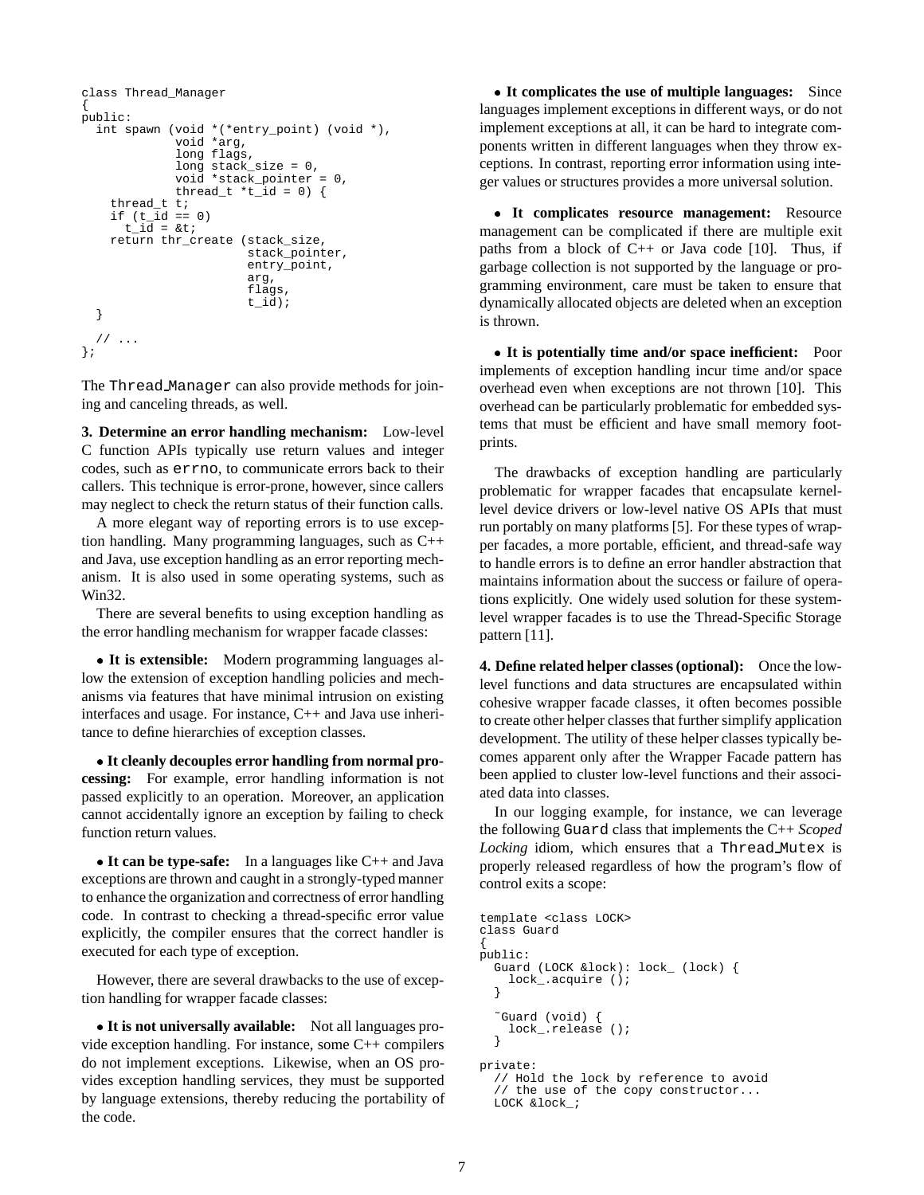```
class Thread_Manager
{
public:
  int spawn (void *(*entry_point) (void *),
             void *arg,
             long flags,
             long stack_size = 0,
             void *stack_pointer = 0,
             thread_t *t_id = 0) {
    thread_t t;
    if (t_id == 0)
      t_id = &t;
    return thr_create (stack_size,
                       stack_pointer,
                       entry_point,
                       arg,
                       flags,
                       t_id);
  }

  // ...
};
```

The `Thread_Manager` can also provide methods for joining and canceling threads, as well.

**3. Determine an error handling mechanism:** Low-level C function APIs typically use return values and integer codes, such as `errno`, to communicate errors back to their callers. This technique is error-prone, however, since callers may neglect to check the return status of their function calls.

A more elegant way of reporting errors is to use exception handling. Many programming languages, such as C++ and Java, use exception handling as an error reporting mechanism. It is also used in some operating systems, such as Win32.

There are several benefits to using exception handling as the error handling mechanism for wrapper facade classes:

- **It is extensible:** Modern programming languages allow the extension of exception handling policies and mechanisms via features that have minimal intrusion on existing interfaces and usage. For instance, C++ and Java use inheritance to define hierarchies of exception classes.

- **It cleanly decouples error handling from normal processing:** For example, error handling information is not passed explicitly to an operation. Moreover, an application cannot accidentally ignore an exception by failing to check function return values.

- **It can be type-safe:** In a languages like C++ and Java exceptions are thrown and caught in a strongly-typed manner to enhance the organization and correctness of error handling code. In contrast to checking a thread-specific error value explicitly, the compiler ensures that the correct handler is executed for each type of exception.

However, there are several drawbacks to the use of exception handling for wrapper facade classes:

- **It is not universally available:** Not all languages provide exception handling. For instance, some C++ compilers do not implement exceptions. Likewise, when an OS provides exception handling services, they must be supported by language extensions, thereby reducing the portability of the code.

- **It complicates the use of multiple languages:** Since languages implement exceptions in different ways, or do not implement exceptions at all, it can be hard to integrate components written in different languages when they throw exceptions. In contrast, reporting error information using integer values or structures provides a more universal solution.

- **It complicates resource management:** Resource management can be complicated if there are multiple exit paths from a block of C++ or Java code [10]. Thus, if garbage collection is not supported by the language or programming environment, care must be taken to ensure that dynamically allocated objects are deleted when an exception is thrown.

- **It is potentially time and/or space inefficient:** Poor implements of exception handling incur time and/or space overhead even when exceptions are not thrown [10]. This overhead can be particularly problematic for embedded systems that must be efficient and have small memory footprints.

The drawbacks of exception handling are particularly problematic for wrapper facades that encapsulate kernel-level device drivers or low-level native OS APIs that must run portably on many platforms [5]. For these types of wrapper facades, a more portable, efficient, and thread-safe way to handle errors is to define an error handler abstraction that maintains information about the success or failure of operations explicitly. One widely used solution for these system-level wrapper facades is to use the Thread-Specific Storage pattern [11].

**4. Define related helper classes (optional):** Once the low-level functions and data structures are encapsulated within cohesive wrapper facade classes, it often becomes possible to create other helper classes that further simplify application development. The utility of these helper classes typically becomes apparent only after the Wrapper Facade pattern has been applied to cluster low-level functions and their associated data into classes.

In our logging example, for instance, we can leverage the following `Guard` class that implements the C++ *Scoped Locking* idiom, which ensures that a `Thread_Mutex` is properly released regardless of how the program's flow of control exits a scope:

```
template <class LOCK>
class Guard
{
public:
  Guard (LOCK &lock): lock_ (lock) {
    lock_.acquire ();
  }

  ~Guard (void) {
    lock_.release ();
  }

private:
  // Hold the lock by reference to avoid
  // the use of the copy constructor...
  LOCK &lock_;
```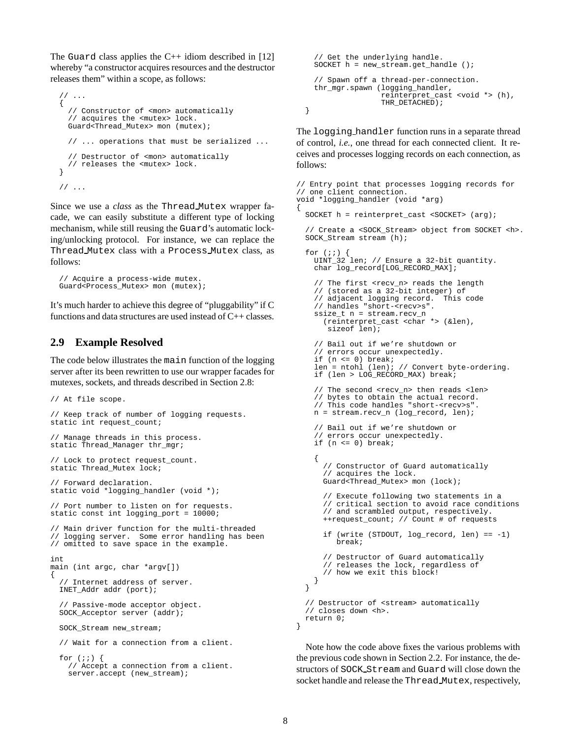The `Guard` class applies the C++ idiom described in [12] whereby "a constructor acquires resources and the destructor releases them" within a scope, as follows:

```
// ...
{
  // Constructor of <mon> automatically
  // acquires the <mutex> lock.
  Guard<Thread_Mutex> mon (mutex);

  // ... operations that must be serialized ...

  // Destructor of <mon> automatically
  // releases the <mutex> lock.
}

// ...
```

Since we use a *class* as the `Thread_Mutex` wrapper facade, we can easily substitute a different type of locking mechanism, while still reusing the `Guard`'s automatic locking/unlocking protocol. For instance, we can replace the `Thread_Mutex` class with a `Process_Mutex` class, as follows:

```
// Acquire a process-wide mutex.
Guard<Process_Mutex> mon (mutex);
```

It's much harder to achieve this degree of "pluggability" if C functions and data structures are used instead of C++ classes.

## 2.9 Example Resolved

The code below illustrates the `main` function of the logging server after its been rewritten to use our wrapper facades for mutexes, sockets, and threads described in Section 2.8:

```
// At file scope.

// Keep track of number of logging requests.
static int request_count;

// Manage threads in this process.
static Thread_Manager thr_mgr;

// Lock to protect request_count.
static Thread_Mutex lock;

// Forward declaration.
static void *logging_handler (void *);

// Port number to listen on for requests.
static const int logging_port = 10000;

// Main driver function for the multi-threaded
// logging server.  Some error handling has been
// omitted to save space in the example.

int
main (int argc, char *argv[])
{
  // Internet address of server.
  INET_Addr addr (port);

  // Passive-mode acceptor object.
  SOCK_Acceptor server (addr);

  SOCK_Stream new_stream;

  // Wait for a connection from a client.

  for (;;) {
    // Accept a connection from a client.
    server.accept (new_stream);

    // Get the underlying handle.
    SOCKET h = new_stream.get_handle ();

    // Spawn off a thread-per-connection.
    thr_mgr.spawn (logging_handler,
                   reinterpret_cast <void *> (h),
                   THR_DETACHED);
  }
```

The `logging_handler` function runs in a separate thread of control, *i.e.*, one thread for each connected client. It receives and processes logging records on each connection, as follows:

```
// Entry point that processes logging records for
// one client connection.
void *logging_handler (void *arg)
{
  SOCKET h = reinterpret_cast <SOCKET> (arg);

  // Create a <SOCK_Stream> object from SOCKET <h>.
  SOCK_Stream stream (h);

  for (;;) {
    UINT_32 len; // Ensure a 32-bit quantity.
    char log_record[LOG_RECORD_MAX];

    // The first <recv_n> reads the length
    // (stored as a 32-bit integer) of
    // adjacent logging record.  This code
    // handles "short-<recv>s".
    ssize_t n = stream.recv_n
      (reinterpret_cast <char *> (&len),
       sizeof len);

    // Bail out if we're shutdown or
    // errors occur unexpectedly.
    if (n <= 0) break;
    len = ntohl (len); // Convert byte-ordering.
    if (len > LOG_RECORD_MAX) break;

    // The second <recv_n> then reads <len>
    // bytes to obtain the actual record.
    // This code handles "short-<recv>s".
    n = stream.recv_n (log_record, len);

    // Bail out if we're shutdown or
    // errors occur unexpectedly.
    if (n <= 0) break;

    {
      // Constructor of Guard automatically
      // acquires the lock.
      Guard<Thread_Mutex> mon (lock);

      // Execute following two statements in a
      // critical section to avoid race conditions
      // and scrambled output, respectively.
      ++request_count; // Count # of requests

      if (write (STDOUT, log_record, len) == -1)
        break;

      // Destructor of Guard automatically
      // releases the lock, regardless of
      // how we exit this block!
    }
  }

  // Destructor of <stream> automatically
  // closes down <h>.
  return 0;
}
```

Note how the code above fixes the various problems with the previous code shown in Section 2.2. For instance, the destructors of `SOCK_Stream` and `Guard` will close down the socket handle and release the `Thread_Mutex`, respectively,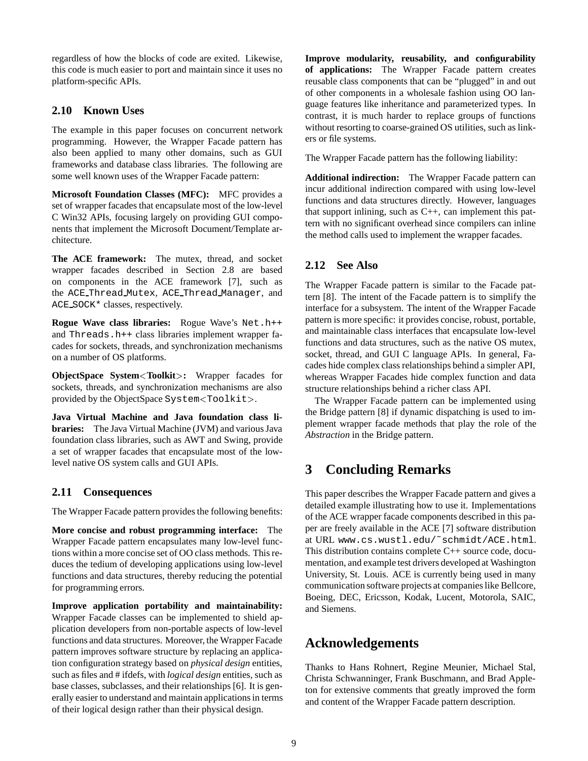regardless of how the blocks of code are exited. Likewise, this code is much easier to port and maintain since it uses no platform-specific APIs.

### 2.10 Known Uses

The example in this paper focuses on concurrent network programming. However, the Wrapper Facade pattern has also been applied to many other domains, such as GUI frameworks and database class libraries. The following are some well known uses of the Wrapper Facade pattern:

**Microsoft Foundation Classes (MFC):** MFC provides a set of wrapper facades that encapsulate most of the low-level C Win32 APIs, focusing largely on providing GUI components that implement the Microsoft Document/Template architecture.

**The ACE framework:** The mutex, thread, and socket wrapper facades described in Section 2.8 are based on components in the ACE framework [7], such as the `ACE_Thread_Mutex`, `ACE_Thread_Manager`, and `ACE_SOCK*` classes, respectively.

**Rogue Wave class libraries:** Rogue Wave's `Net.h++` and `Threads.h++` class libraries implement wrapper facades for sockets, threads, and synchronization mechanisms on a number of OS platforms.

**ObjectSpace System<Toolkit>:** Wrapper facades for sockets, threads, and synchronization mechanisms are also provided by the ObjectSpace `System<Toolkit>`.

**Java Virtual Machine and Java foundation class libraries:** The Java Virtual Machine (JVM) and various Java foundation class libraries, such as AWT and Swing, provide a set of wrapper facades that encapsulate most of the low-level native OS system calls and GUI APIs.

### 2.11 Consequences

The Wrapper Facade pattern provides the following benefits:

**More concise and robust programming interface:** The Wrapper Facade pattern encapsulates many low-level functions within a more concise set of OO class methods. This reduces the tedium of developing applications using low-level functions and data structures, thereby reducing the potential for programming errors.

**Improve application portability and maintainability:** Wrapper Facade classes can be implemented to shield application developers from non-portable aspects of low-level functions and data structures. Moreover, the Wrapper Facade pattern improves software structure by replacing an application configuration strategy based on *physical design* entities, such as files and # ifdefs, with *logical design* entities, such as base classes, subclasses, and their relationships [6]. It is generally easier to understand and maintain applications in terms of their logical design rather than their physical design.

**Improve modularity, reusability, and configurability of applications:** The Wrapper Facade pattern creates reusable class components that can be "plugged" in and out of other components in a wholesale fashion using OO language features like inheritance and parameterized types. In contrast, it is much harder to replace groups of functions without resorting to coarse-grained OS utilities, such as linkers or file systems.

The Wrapper Facade pattern has the following liability:

**Additional indirection:** The Wrapper Facade pattern can incur additional indirection compared with using low-level functions and data structures directly. However, languages that support inlining, such as C++, can implement this pattern with no significant overhead since compilers can inline the method calls used to implement the wrapper facades.

### 2.12 See Also

The Wrapper Facade pattern is similar to the Facade pattern [8]. The intent of the Facade pattern is to simplify the interface for a subsystem. The intent of the Wrapper Facade pattern is more specific: it provides concise, robust, portable, and maintainable class interfaces that encapsulate low-level functions and data structures, such as the native OS mutex, socket, thread, and GUI C language APIs. In general, Facades hide complex class relationships behind a simpler API, whereas Wrapper Facades hide complex function and data structure relationships behind a richer class API.

The Wrapper Facade pattern can be implemented using the Bridge pattern [8] if dynamic dispatching is used to implement wrapper facade methods that play the role of the *Abstraction* in the Bridge pattern.

## 3 Concluding Remarks

This paper describes the Wrapper Facade pattern and gives a detailed example illustrating how to use it. Implementations of the ACE wrapper facade components described in this paper are freely available in the ACE [7] software distribution at URL `www.cs.wustl.edu/~schmidt/ACE.html`. This distribution contains complete C++ source code, documentation, and example test drivers developed at Washington University, St. Louis. ACE is currently being used in many communication software projects at companies like Bellcore, Boeing, DEC, Ericsson, Kodak, Lucent, Motorola, SAIC, and Siemens.

## Acknowledgements

Thanks to Hans Rohnert, Regine Meunier, Michael Stal, Christa Schwanninger, Frank Buschmann, and Brad Appleton for extensive comments that greatly improved the form and content of the Wrapper Facade pattern description.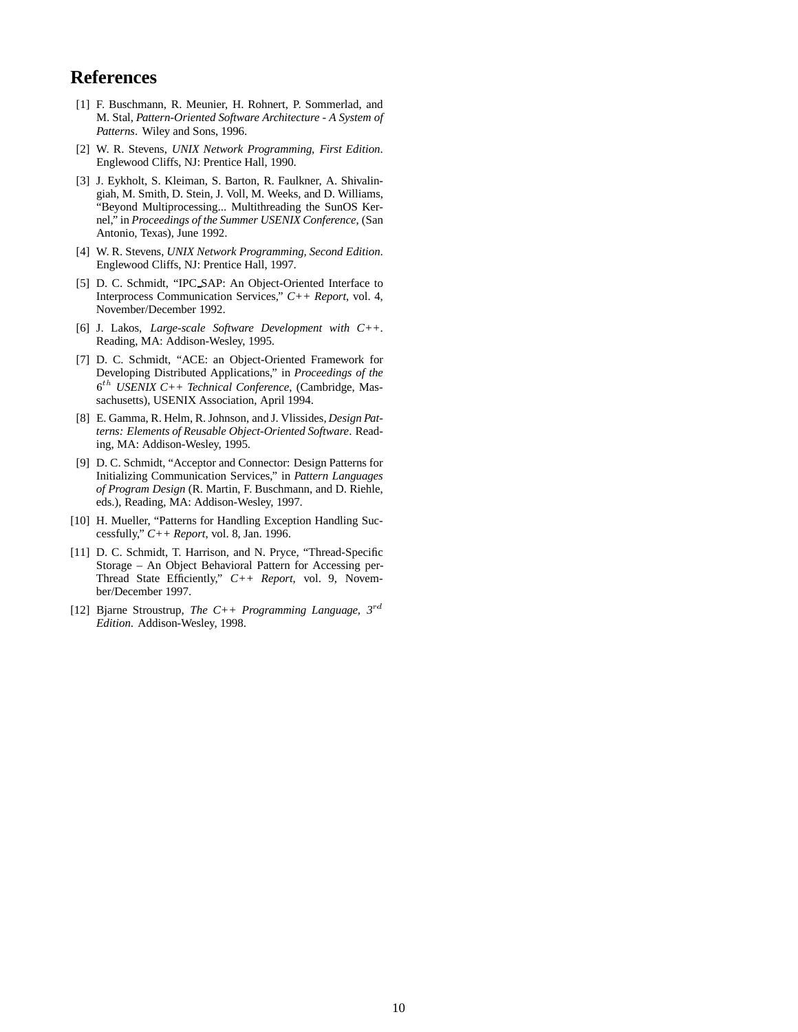# References

[1] F. Buschmann, R. Meunier, H. Rohnert, P. Sommerlad, and M. Stal, *Pattern-Oriented Software Architecture - A System of Patterns*. Wiley and Sons, 1996.

[2] W. R. Stevens, *UNIX Network Programming, First Edition*. Englewood Cliffs, NJ: Prentice Hall, 1990.

[3] J. Eykholt, S. Kleiman, S. Barton, R. Faulkner, A. Shivalingiah, M. Smith, D. Stein, J. Voll, M. Weeks, and D. Williams, "Beyond Multiprocessing... Multithreading the SunOS Kernel," in *Proceedings of the Summer USENIX Conference*, (San Antonio, Texas), June 1992.

[4] W. R. Stevens, *UNIX Network Programming, Second Edition*. Englewood Cliffs, NJ: Prentice Hall, 1997.

[5] D. C. Schmidt, "IPC_SAP: An Object-Oriented Interface to Interprocess Communication Services," *C++ Report*, vol. 4, November/December 1992.

[6] J. Lakos, *Large-scale Software Development with C++*. Reading, MA: Addison-Wesley, 1995.

[7] D. C. Schmidt, "ACE: an Object-Oriented Framework for Developing Distributed Applications," in *Proceedings of the* $6^{th}$ *USENIX C++ Technical Conference*, (Cambridge, Massachusetts), USENIX Association, April 1994.

[8] E. Gamma, R. Helm, R. Johnson, and J. Vlissides, *Design Patterns: Elements of Reusable Object-Oriented Software*. Reading, MA: Addison-Wesley, 1995.

[9] D. C. Schmidt, "Acceptor and Connector: Design Patterns for Initializing Communication Services," in *Pattern Languages of Program Design* (R. Martin, F. Buschmann, and D. Riehle, eds.), Reading, MA: Addison-Wesley, 1997.

[10] H. Mueller, "Patterns for Handling Exception Handling Successfully," *C++ Report*, vol. 8, Jan. 1996.

[11] D. C. Schmidt, T. Harrison, and N. Pryce, "Thread-Specific Storage – An Object Behavioral Pattern for Accessing per-Thread State Efficiently," *C++ Report*, vol. 9, November/December 1997.

[12] Bjarne Stroustrup, *The C++ Programming Language,* $3^{rd}$ *Edition*. Addison-Wesley, 1998.